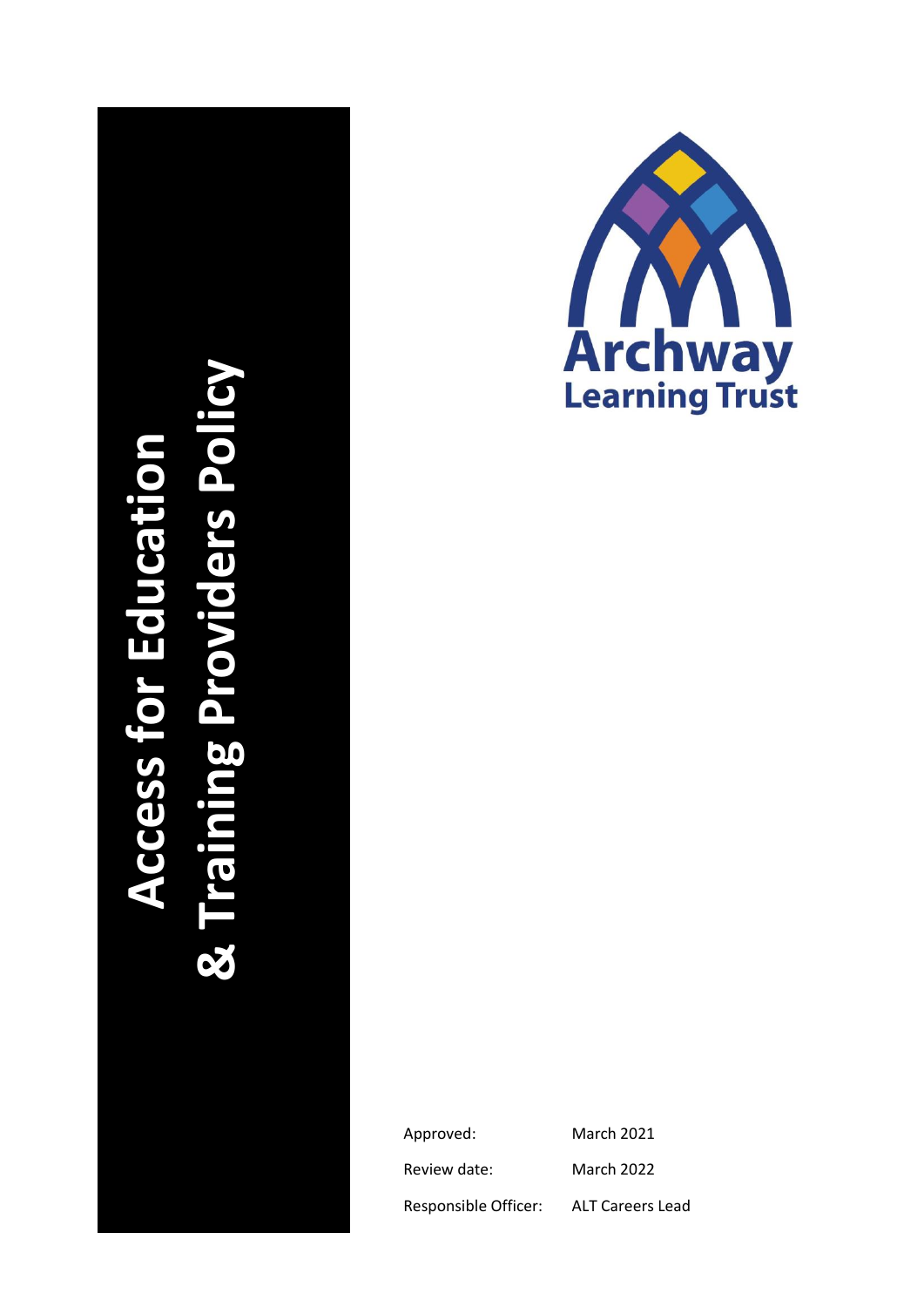# Access for Education & Training Providers Policy

Archway Learning Trust

| | |
|---|---|
| Approved: | March 2021 |
| Review date: | March 2022 |
| Responsible Officer: | ALT Careers Lead |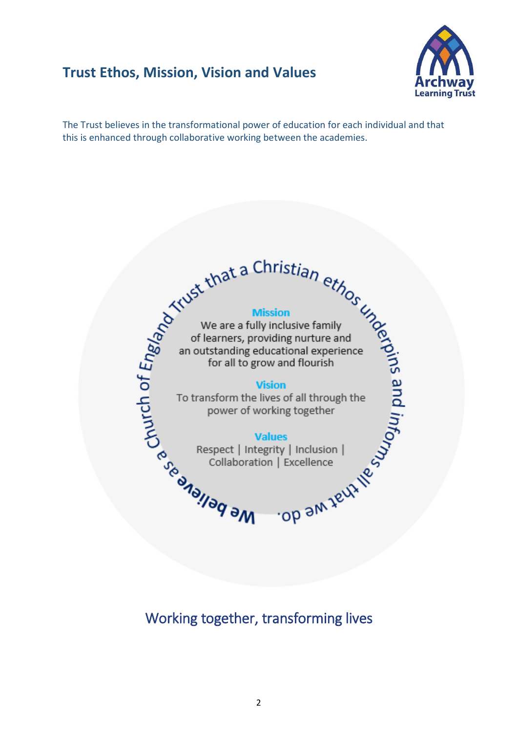## Trust Ethos, Mission, Vision and Values

The Trust believes in the transformational power of education for each individual and that this is enhanced through collaborative working between the academies.

We believe as a Church of England Trust that a Christian ethos underpins and informs all that we do.

**Mission**

We are a fully inclusive family of learners, providing nurture and an outstanding educational experience for all to grow and flourish

**Vision**

To transform the lives of all through the power of working together

**Values**

Respect | Integrity | Inclusion | Collaboration | Excellence

Working together, transforming lives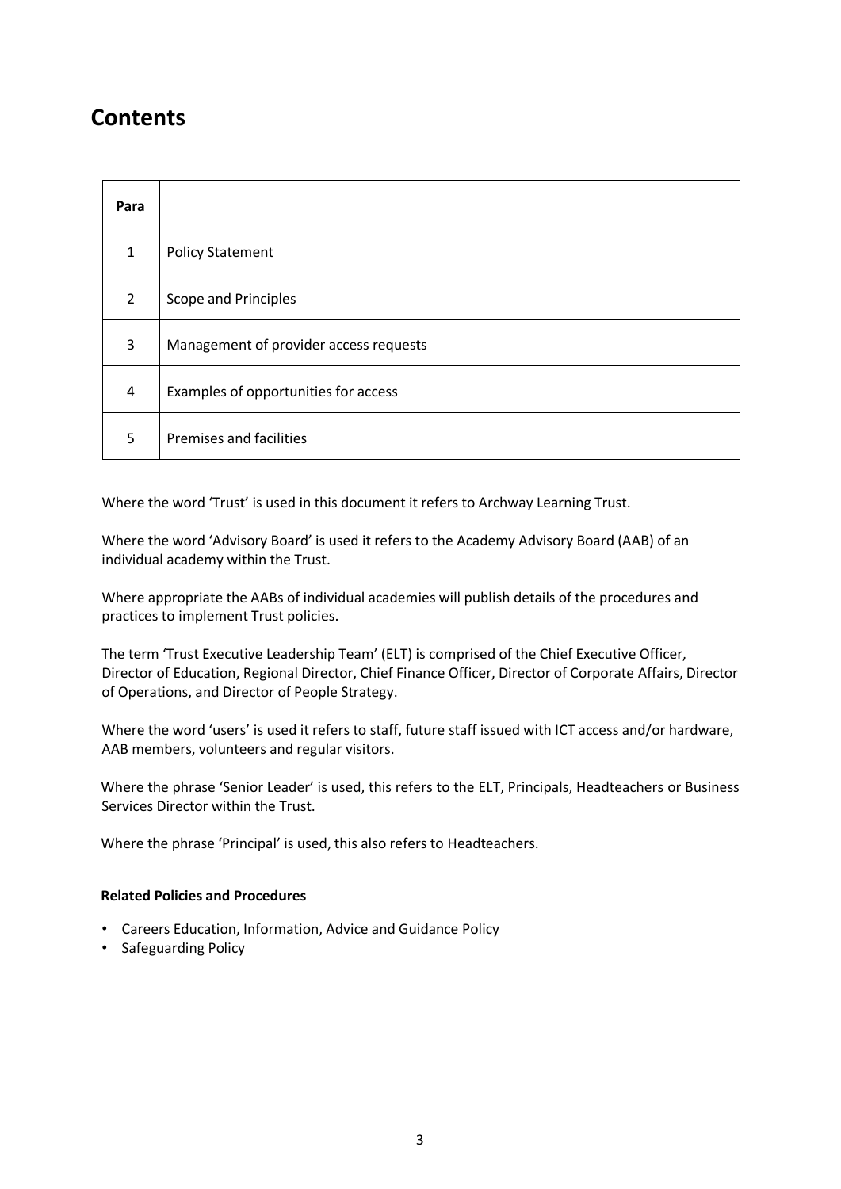## Contents

| Para | |
|---|---|
| 1 | Policy Statement |
| 2 | Scope and Principles |
| 3 | Management of provider access requests |
| 4 | Examples of opportunities for access |
| 5 | Premises and facilities |

Where the word 'Trust' is used in this document it refers to Archway Learning Trust.

Where the word 'Advisory Board' is used it refers to the Academy Advisory Board (AAB) of an individual academy within the Trust.

Where appropriate the AABs of individual academies will publish details of the procedures and practices to implement Trust policies.

The term 'Trust Executive Leadership Team' (ELT) is comprised of the Chief Executive Officer, Director of Education, Regional Director, Chief Finance Officer, Director of Corporate Affairs, Director of Operations, and Director of People Strategy.

Where the word 'users' is used it refers to staff, future staff issued with ICT access and/or hardware, AAB members, volunteers and regular visitors.

Where the phrase 'Senior Leader' is used, this refers to the ELT, Principals, Headteachers or Business Services Director within the Trust.

Where the phrase 'Principal' is used, this also refers to Headteachers.

**Related Policies and Procedures**

- Careers Education, Information, Advice and Guidance Policy
- Safeguarding Policy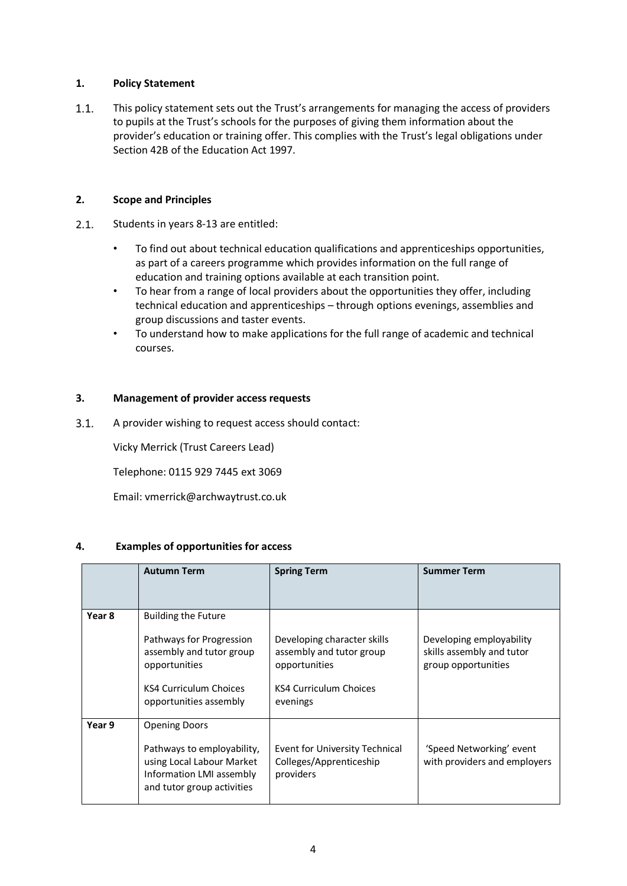## 1. Policy Statement

1.1. This policy statement sets out the Trust's arrangements for managing the access of providers to pupils at the Trust's schools for the purposes of giving them information about the provider's education or training offer. This complies with the Trust's legal obligations under Section 42B of the Education Act 1997.

## 2. Scope and Principles

2.1. Students in years 8-13 are entitled:

- To find out about technical education qualifications and apprenticeships opportunities, as part of a careers programme which provides information on the full range of education and training options available at each transition point.
- To hear from a range of local providers about the opportunities they offer, including technical education and apprenticeships – through options evenings, assemblies and group discussions and taster events.
- To understand how to make applications for the full range of academic and technical courses.

## 3. Management of provider access requests

3.1. A provider wishing to request access should contact:

Vicky Merrick (Trust Careers Lead)

Telephone: 0115 929 7445 ext 3069

Email: vmerrick@archwaytrust.co.uk

## 4. Examples of opportunities for access

| | Autumn Term | Spring Term | Summer Term |
|---|---|---|---|
| **Year 8** | Building the Future<br><br>Pathways for Progression assembly and tutor group opportunities<br><br>KS4 Curriculum Choices opportunities assembly | Developing character skills assembly and tutor group opportunities<br><br>KS4 Curriculum Choices evenings | Developing employability skills assembly and tutor group opportunities |
| **Year 9** | Opening Doors<br><br>Pathways to employability, using Local Labour Market Information LMI assembly and tutor group activities | Event for University Technical Colleges/Apprenticeship providers | 'Speed Networking' event with providers and employers |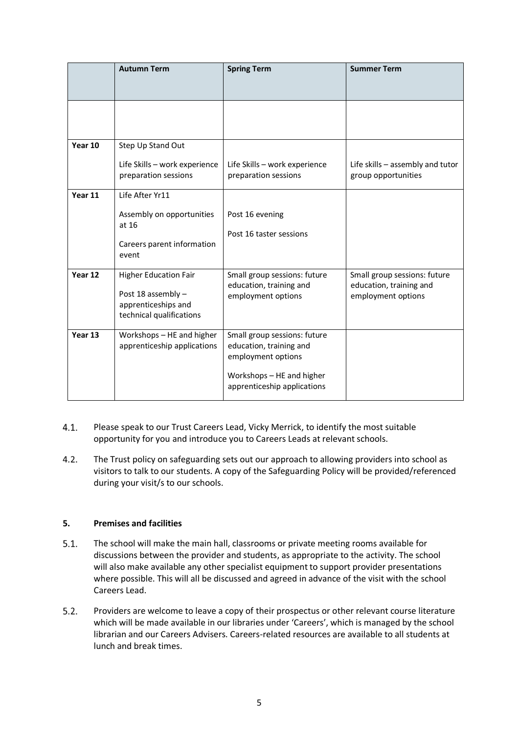| | Autumn Term | Spring Term | Summer Term |
|---|---|---|---|
| | | | |
| **Year 10** | Step Up Stand Out<br><br>Life Skills – work experience preparation sessions | Life Skills – work experience preparation sessions | Life skills – assembly and tutor group opportunities |
| **Year 11** | Life After Yr11<br><br>Assembly on opportunities at 16<br><br>Careers parent information event | Post 16 evening<br><br>Post 16 taster sessions | |
| **Year 12** | Higher Education Fair<br><br>Post 18 assembly – apprenticeships and technical qualifications | Small group sessions: future education, training and employment options | Small group sessions: future education, training and employment options |
| **Year 13** | Workshops – HE and higher apprenticeship applications | Small group sessions: future education, training and employment options<br><br>Workshops – HE and higher apprenticeship applications | |

4.1. Please speak to our Trust Careers Lead, Vicky Merrick, to identify the most suitable opportunity for you and introduce you to Careers Leads at relevant schools.

4.2. The Trust policy on safeguarding sets out our approach to allowing providers into school as visitors to talk to our students. A copy of the Safeguarding Policy will be provided/referenced during your visit/s to our schools.

## 5. Premises and facilities

5.1. The school will make the main hall, classrooms or private meeting rooms available for discussions between the provider and students, as appropriate to the activity. The school will also make available any other specialist equipment to support provider presentations where possible. This will all be discussed and agreed in advance of the visit with the school Careers Lead.

5.2. Providers are welcome to leave a copy of their prospectus or other relevant course literature which will be made available in our libraries under 'Careers', which is managed by the school librarian and our Careers Advisers. Careers-related resources are available to all students at lunch and break times.